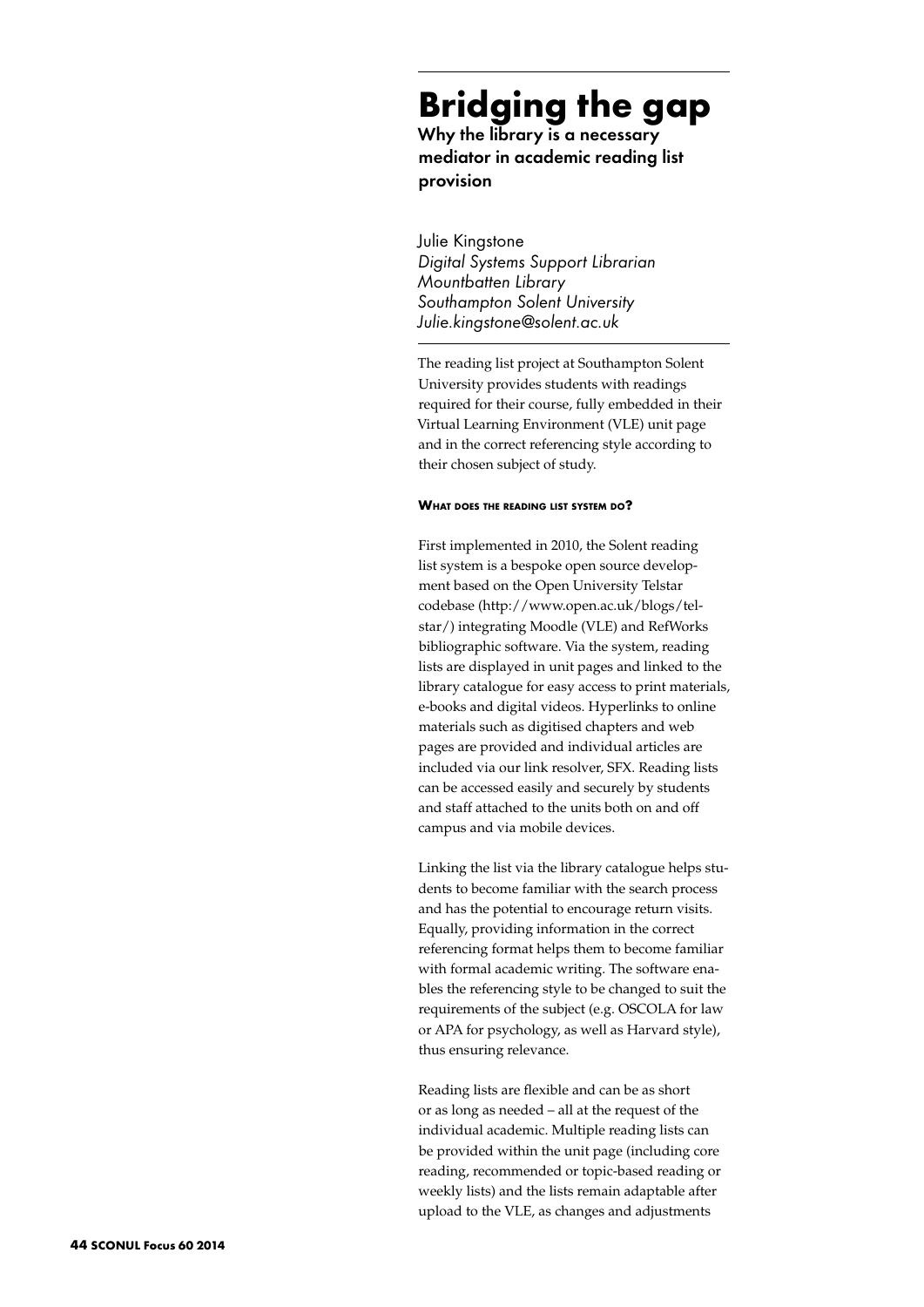# Bridging the gap

## Why the library is a necessary mediator in academic reading list provision

Julie Kingstone
*Digital Systems Support Librarian*
*Mountbatten Library*
*Southampton Solent University*
*Julie.kingstone@solent.ac.uk*

The reading list project at Southampton Solent University provides students with readings required for their course, fully embedded in their Virtual Learning Environment (VLE) unit page and in the correct referencing style according to their chosen subject of study.

### What does the reading list system do?

First implemented in 2010, the Solent reading list system is a bespoke open source development based on the Open University Telstar codebase (http://www.open.ac.uk/blogs/telstar/) integrating Moodle (VLE) and RefWorks bibliographic software. Via the system, reading lists are displayed in unit pages and linked to the library catalogue for easy access to print materials, e-books and digital videos. Hyperlinks to online materials such as digitised chapters and web pages are provided and individual articles are included via our link resolver, SFX. Reading lists can be accessed easily and securely by students and staff attached to the units both on and off campus and via mobile devices.

Linking the list via the library catalogue helps students to become familiar with the search process and has the potential to encourage return visits. Equally, providing information in the correct referencing format helps them to become familiar with formal academic writing. The software enables the referencing style to be changed to suit the requirements of the subject (e.g. OSCOLA for law or APA for psychology, as well as Harvard style), thus ensuring relevance.

Reading lists are flexible and can be as short or as long as needed – all at the request of the individual academic. Multiple reading lists can be provided within the unit page (including core reading, recommended or topic-based reading or weekly lists) and the lists remain adaptable after upload to the VLE, as changes and adjustments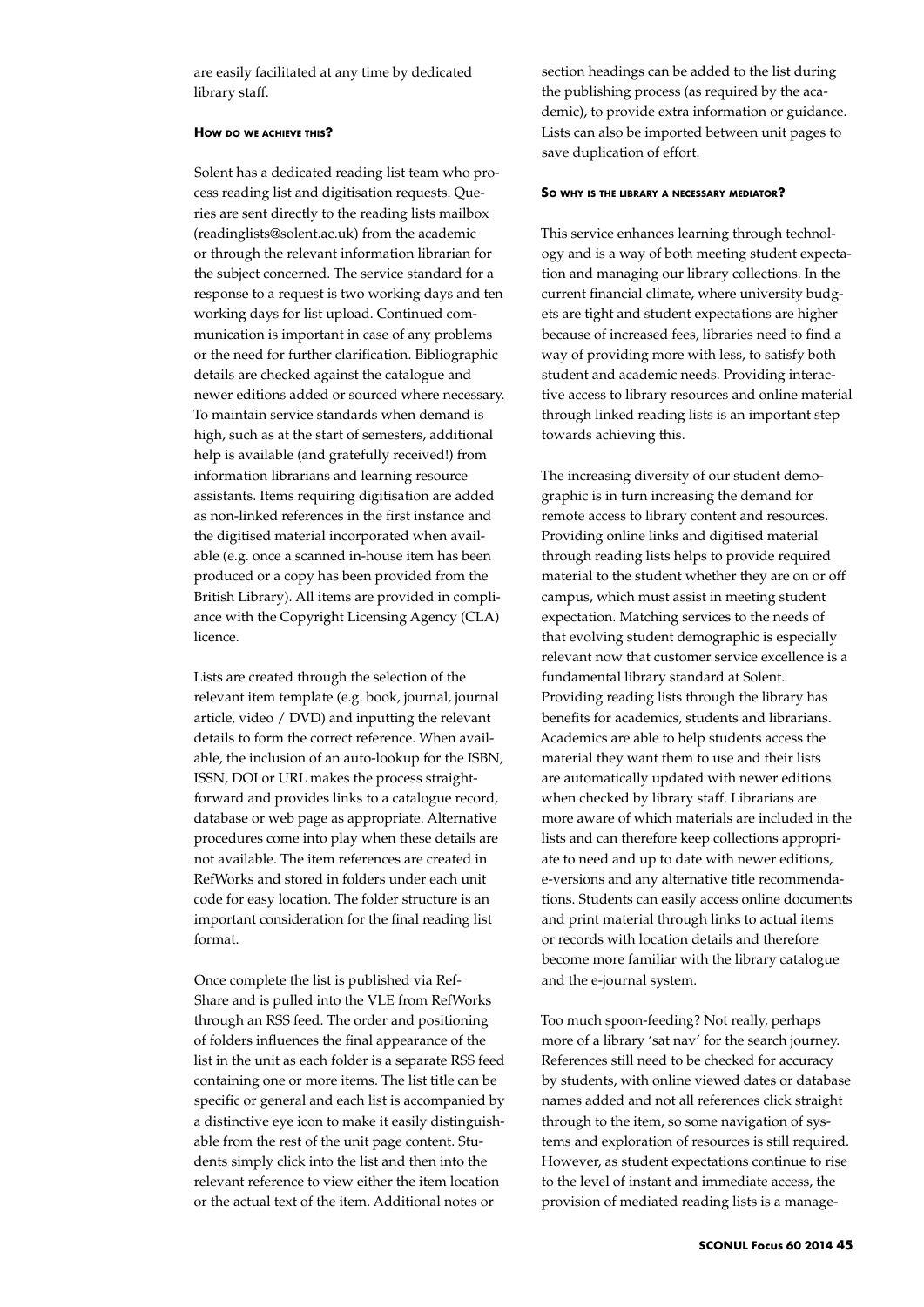are easily facilitated at any time by dedicated library staff.

#### How do we achieve this?

Solent has a dedicated reading list team who process reading list and digitisation requests. Queries are sent directly to the reading lists mailbox (readinglists@solent.ac.uk) from the academic or through the relevant information librarian for the subject concerned. The service standard for a response to a request is two working days and ten working days for list upload. Continued communication is important in case of any problems or the need for further clarification. Bibliographic details are checked against the catalogue and newer editions added or sourced where necessary. To maintain service standards when demand is high, such as at the start of semesters, additional help is available (and gratefully received!) from information librarians and learning resource assistants. Items requiring digitisation are added as non-linked references in the first instance and the digitised material incorporated when available (e.g. once a scanned in-house item has been produced or a copy has been provided from the British Library). All items are provided in compliance with the Copyright Licensing Agency (CLA) licence.

Lists are created through the selection of the relevant item template (e.g. book, journal, journal article, video / DVD) and inputting the relevant details to form the correct reference. When available, the inclusion of an auto-lookup for the ISBN, ISSN, DOI or URL makes the process straightforward and provides links to a catalogue record, database or web page as appropriate. Alternative procedures come into play when these details are not available. The item references are created in RefWorks and stored in folders under each unit code for easy location. The folder structure is an important consideration for the final reading list format.

Once complete the list is published via RefShare and is pulled into the VLE from RefWorks through an RSS feed. The order and positioning of folders influences the final appearance of the list in the unit as each folder is a separate RSS feed containing one or more items. The list title can be specific or general and each list is accompanied by a distinctive eye icon to make it easily distinguishable from the rest of the unit page content. Students simply click into the list and then into the relevant reference to view either the item location or the actual text of the item. Additional notes or section headings can be added to the list during the publishing process (as required by the academic), to provide extra information or guidance. Lists can also be imported between unit pages to save duplication of effort.

#### So why is the library a necessary mediator?

This service enhances learning through technology and is a way of both meeting student expectation and managing our library collections. In the current financial climate, where university budgets are tight and student expectations are higher because of increased fees, libraries need to find a way of providing more with less, to satisfy both student and academic needs. Providing interactive access to library resources and online material through linked reading lists is an important step towards achieving this.

The increasing diversity of our student demographic is in turn increasing the demand for remote access to library content and resources. Providing online links and digitised material through reading lists helps to provide required material to the student whether they are on or off campus, which must assist in meeting student expectation. Matching services to the needs of that evolving student demographic is especially relevant now that customer service excellence is a fundamental library standard at Solent. Providing reading lists through the library has benefits for academics, students and librarians. Academics are able to help students access the material they want them to use and their lists are automatically updated with newer editions when checked by library staff. Librarians are more aware of which materials are included in the lists and can therefore keep collections appropriate to need and up to date with newer editions, e-versions and any alternative title recommendations. Students can easily access online documents and print material through links to actual items or records with location details and therefore become more familiar with the library catalogue and the e-journal system.

Too much spoon-feeding? Not really, perhaps more of a library 'sat nav' for the search journey. References still need to be checked for accuracy by students, with online viewed dates or database names added and not all references click straight through to the item, so some navigation of systems and exploration of resources is still required. However, as student expectations continue to rise to the level of instant and immediate access, the provision of mediated reading lists is a manage-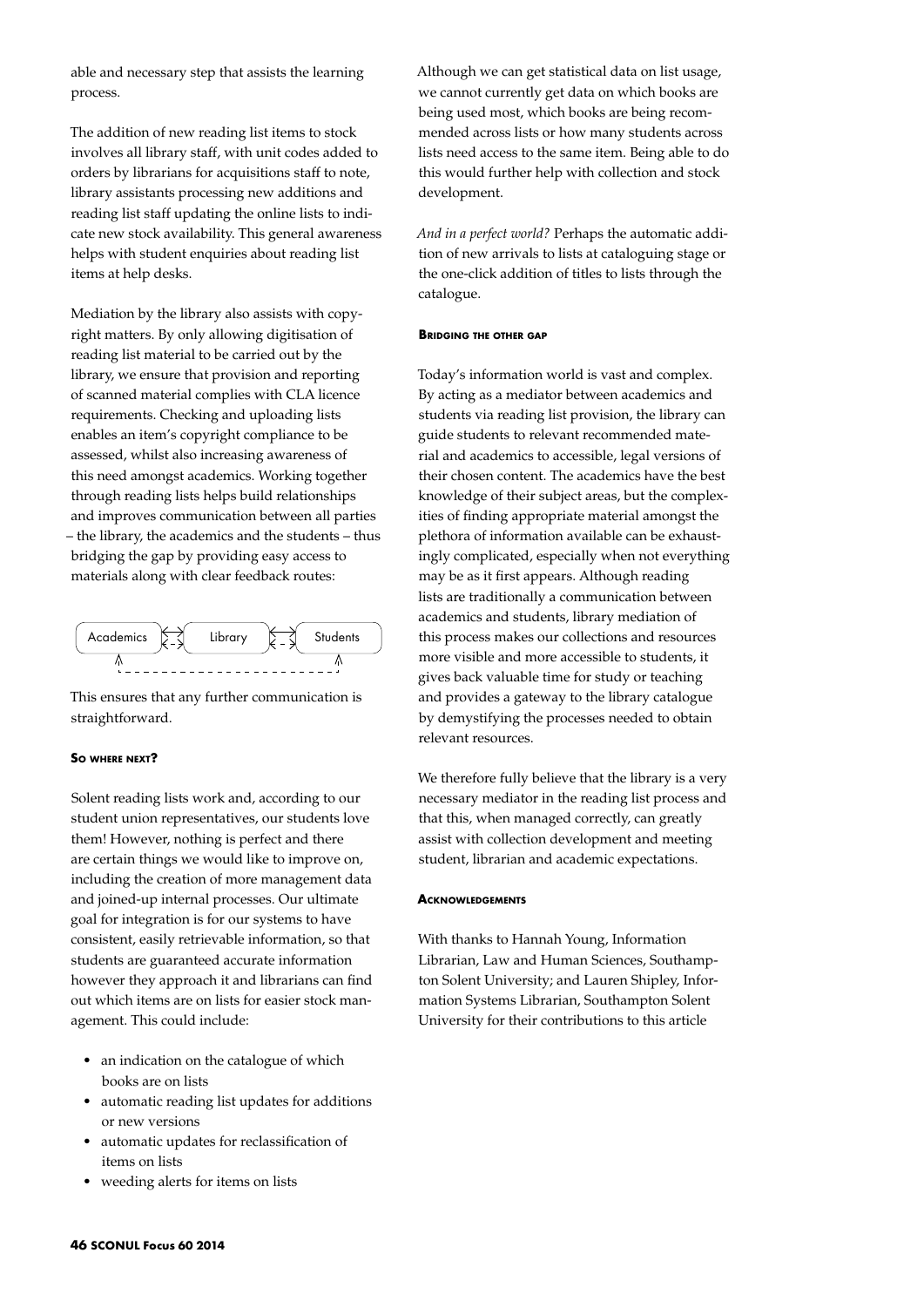able and necessary step that assists the learning process.

The addition of new reading list items to stock involves all library staff, with unit codes added to orders by librarians for acquisitions staff to note, library assistants processing new additions and reading list staff updating the online lists to indicate new stock availability. This general awareness helps with student enquiries about reading list items at help desks.

Mediation by the library also assists with copyright matters. By only allowing digitisation of reading list material to be carried out by the library, we ensure that provision and reporting of scanned material complies with CLA licence requirements. Checking and uploading lists enables an item's copyright compliance to be assessed, whilst also increasing awareness of this need amongst academics. Working together through reading lists helps build relationships and improves communication between all parties – the library, the academics and the students – thus bridging the gap by providing easy access to materials along with clear feedback routes:

Academics
Library
Students

This ensures that any further communication is straightforward.

#### So where next?

Solent reading lists work and, according to our student union representatives, our students love them! However, nothing is perfect and there are certain things we would like to improve on, including the creation of more management data and joined-up internal processes. Our ultimate goal for integration is for our systems to have consistent, easily retrievable information, so that students are guaranteed accurate information however they approach it and librarians can find out which items are on lists for easier stock management. This could include:

- an indication on the catalogue of which books are on lists
- automatic reading list updates for additions or new versions
- automatic updates for reclassification of items on lists
- weeding alerts for items on lists

Although we can get statistical data on list usage, we cannot currently get data on which books are being used most, which books are being recommended across lists or how many students across lists need access to the same item. Being able to do this would further help with collection and stock development.

*And in a perfect world?* Perhaps the automatic addition of new arrivals to lists at cataloguing stage or the one-click addition of titles to lists through the catalogue.

#### Bridging the other gap

Today's information world is vast and complex. By acting as a mediator between academics and students via reading list provision, the library can guide students to relevant recommended material and academics to accessible, legal versions of their chosen content. The academics have the best knowledge of their subject areas, but the complexities of finding appropriate material amongst the plethora of information available can be exhaustingly complicated, especially when not everything may be as it first appears. Although reading lists are traditionally a communication between academics and students, library mediation of this process makes our collections and resources more visible and more accessible to students, it gives back valuable time for study or teaching and provides a gateway to the library catalogue by demystifying the processes needed to obtain relevant resources.

We therefore fully believe that the library is a very necessary mediator in the reading list process and that this, when managed correctly, can greatly assist with collection development and meeting student, librarian and academic expectations.

#### Acknowledgements

With thanks to Hannah Young, Information Librarian, Law and Human Sciences, Southampton Solent University; and Lauren Shipley, Information Systems Librarian, Southampton Solent University for their contributions to this article